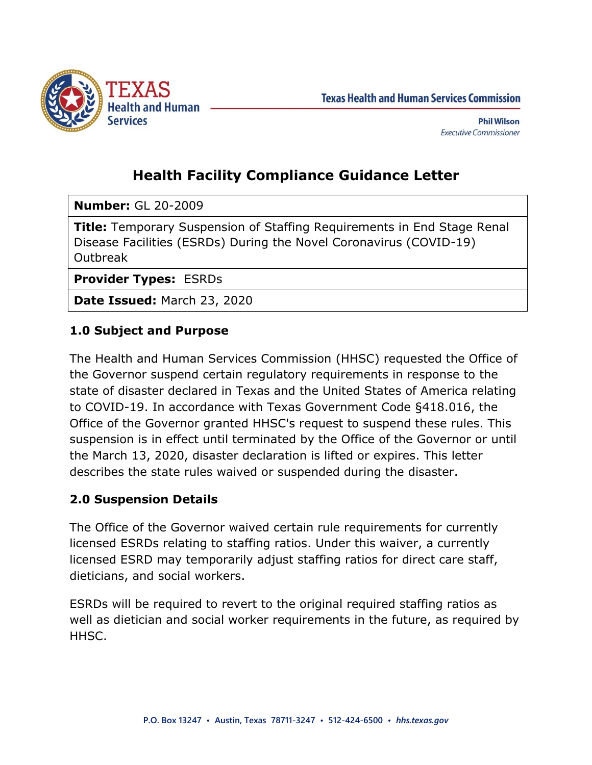Texas Health and Human Services Commission

**Phil Wilson**
*Executive Commissioner*

# Health Facility Compliance Guidance Letter

| | |
|---|---|
| **Number:** GL 20-2009 | |
| **Title:** Temporary Suspension of Staffing Requirements in End Stage Renal Disease Facilities (ESRDs) During the Novel Coronavirus (COVID-19) Outbreak | |
| **Provider Types:** ESRDs | |
| **Date Issued:** March 23, 2020 | |

## 1.0 Subject and Purpose

The Health and Human Services Commission (HHSC) requested the Office of the Governor suspend certain regulatory requirements in response to the state of disaster declared in Texas and the United States of America relating to COVID-19. In accordance with Texas Government Code §418.016, the Office of the Governor granted HHSC's request to suspend these rules. This suspension is in effect until terminated by the Office of the Governor or until the March 13, 2020, disaster declaration is lifted or expires. This letter describes the state rules waived or suspended during the disaster.

## 2.0 Suspension Details

The Office of the Governor waived certain rule requirements for currently licensed ESRDs relating to staffing ratios. Under this waiver, a currently licensed ESRD may temporarily adjust staffing ratios for direct care staff, dieticians, and social workers.

ESRDs will be required to revert to the original required staffing ratios as well as dietician and social worker requirements in the future, as required by HHSC.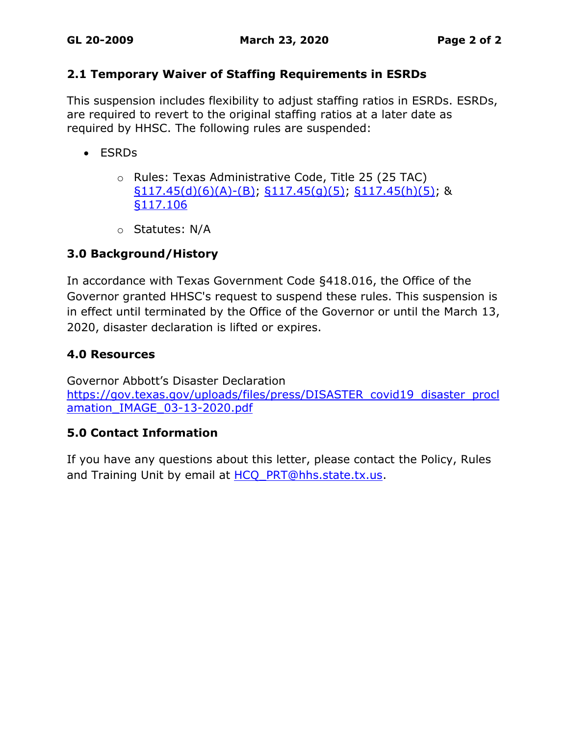## 2.1 Temporary Waiver of Staffing Requirements in ESRDs

This suspension includes flexibility to adjust staffing ratios in ESRDs. ESRDs, are required to revert to the original staffing ratios at a later date as required by HHSC. The following rules are suspended:

- ESRDs
  - Rules: Texas Administrative Code, Title 25 (25 TAC) §117.45(d)(6)(A)-(B); §117.45(g)(5); §117.45(h)(5); & §117.106
  - Statutes: N/A

## 3.0 Background/History

In accordance with Texas Government Code §418.016, the Office of the Governor granted HHSC's request to suspend these rules. This suspension is in effect until terminated by the Office of the Governor or until the March 13, 2020, disaster declaration is lifted or expires.

## 4.0 Resources

Governor Abbott's Disaster Declaration
https://gov.texas.gov/uploads/files/press/DISASTER_covid19_disaster_proclamation_IMAGE_03-13-2020.pdf

## 5.0 Contact Information

If you have any questions about this letter, please contact the Policy, Rules and Training Unit by email at HCQ_PRT@hhs.state.tx.us.